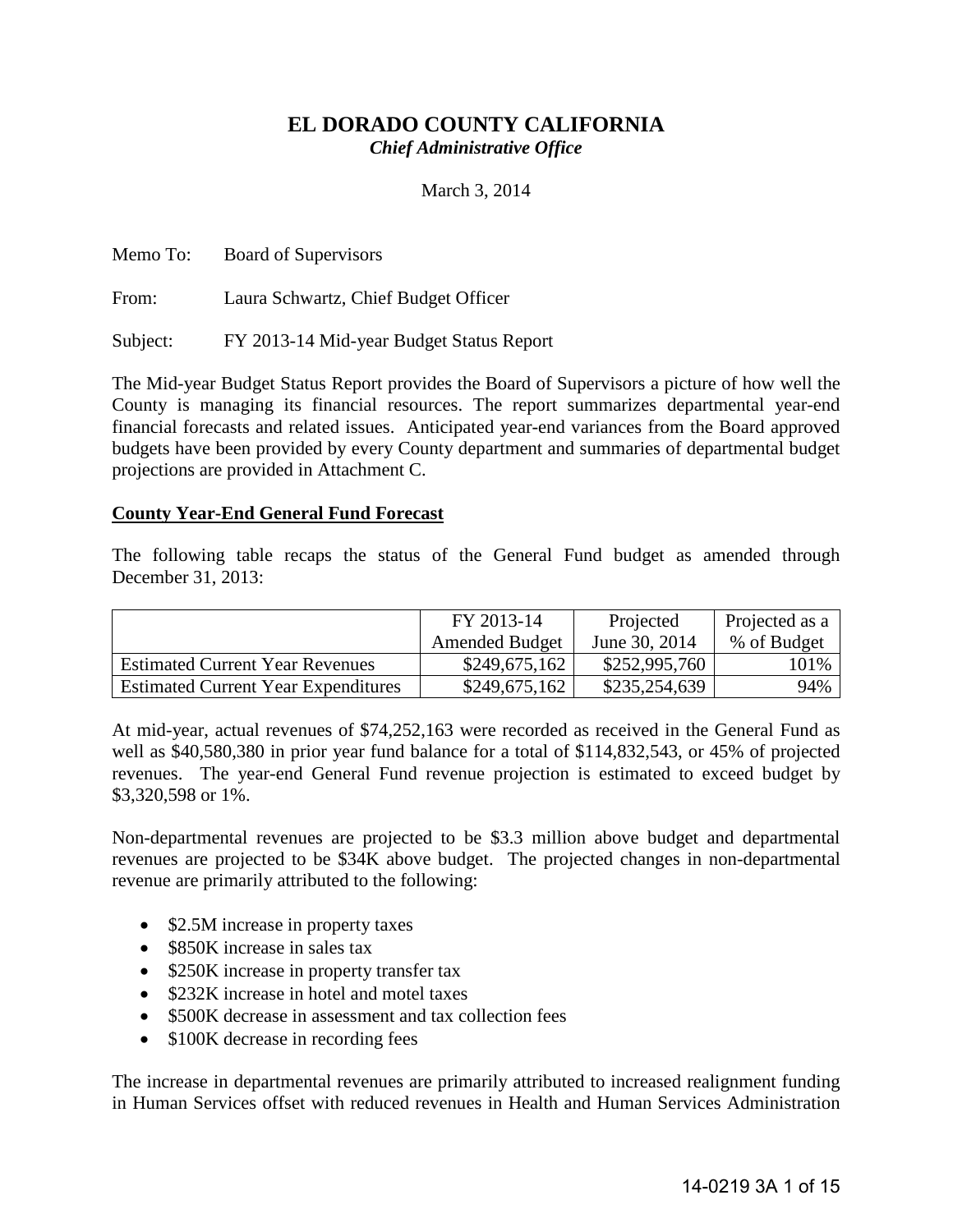# EL DORADO COUNTY CALIFORNIA
***Chief Administrative Office***

March 3, 2014

Memo To: Board of Supervisors

From: Laura Schwartz, Chief Budget Officer

Subject: FY 2013-14 Mid-year Budget Status Report

The Mid-year Budget Status Report provides the Board of Supervisors a picture of how well the County is managing its financial resources. The report summarizes departmental year-end financial forecasts and related issues. Anticipated year-end variances from the Board approved budgets have been provided by every County department and summaries of departmental budget projections are provided in Attachment C.

## County Year-End General Fund Forecast

The following table recaps the status of the General Fund budget as amended through December 31, 2013:

| | FY 2013-14 Amended Budget | Projected June 30, 2014 | Projected as a % of Budget |
|---|---|---|---|
| Estimated Current Year Revenues | $249,675,162 | $252,995,760 | 101% |
| Estimated Current Year Expenditures | $249,675,162 | $235,254,639 | 94% |

At mid-year, actual revenues of $74,252,163 were recorded as received in the General Fund as well as $40,580,380 in prior year fund balance for a total of $114,832,543, or 45% of projected revenues. The year-end General Fund revenue projection is estimated to exceed budget by $3,320,598 or 1%.

Non-departmental revenues are projected to be $3.3 million above budget and departmental revenues are projected to be $34K above budget. The projected changes in non-departmental revenue are primarily attributed to the following:

- $2.5M increase in property taxes
- $850K increase in sales tax
- $250K increase in property transfer tax
- $232K increase in hotel and motel taxes
- $500K decrease in assessment and tax collection fees
- $100K decrease in recording fees

The increase in departmental revenues are primarily attributed to increased realignment funding in Human Services offset with reduced revenues in Health and Human Services Administration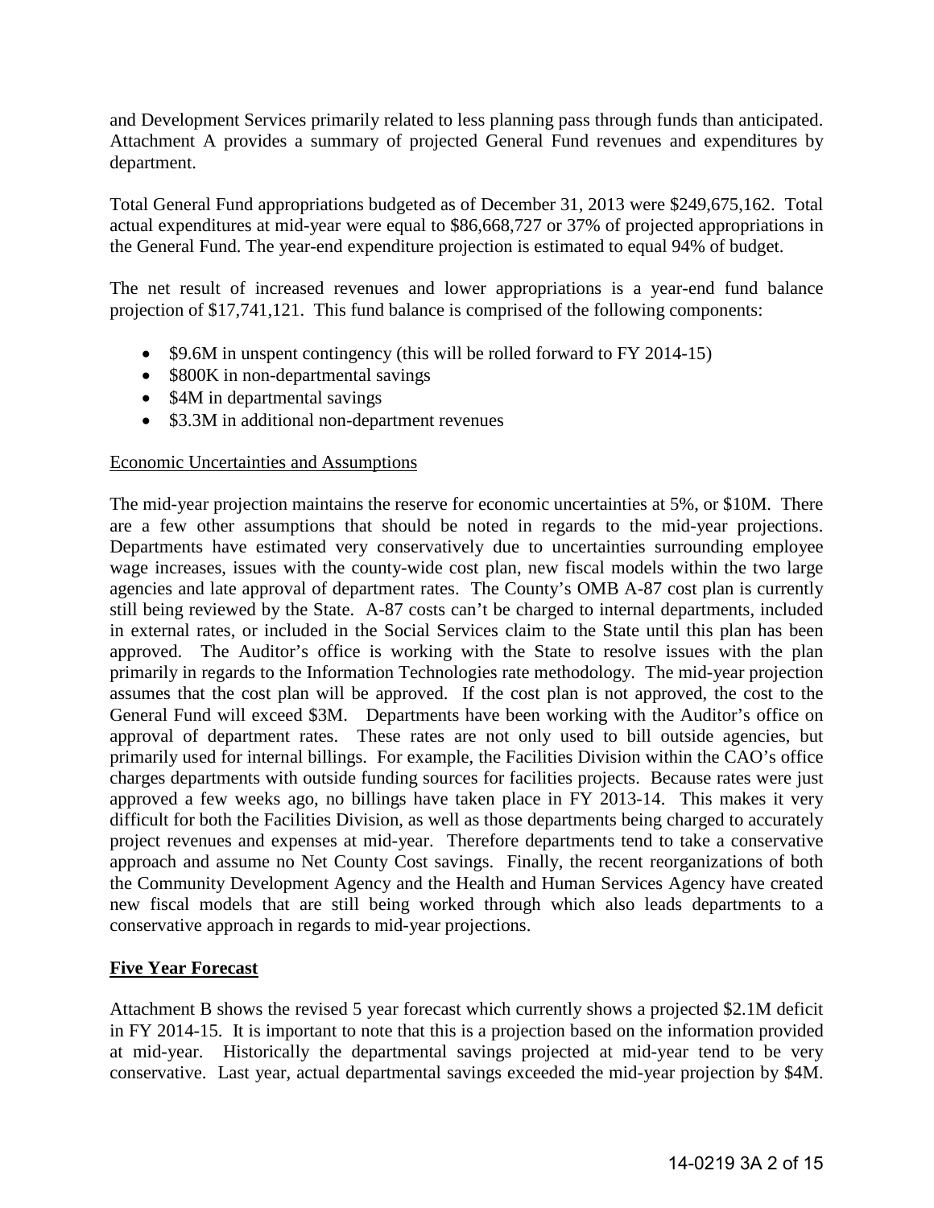and Development Services primarily related to less planning pass through funds than anticipated. Attachment A provides a summary of projected General Fund revenues and expenditures by department.

Total General Fund appropriations budgeted as of December 31, 2013 were $249,675,162. Total actual expenditures at mid-year were equal to $86,668,727 or 37% of projected appropriations in the General Fund. The year-end expenditure projection is estimated to equal 94% of budget.

The net result of increased revenues and lower appropriations is a year-end fund balance projection of $17,741,121. This fund balance is comprised of the following components:

- $9.6M in unspent contingency (this will be rolled forward to FY 2014-15)
- $800K in non-departmental savings
- $4M in departmental savings
- $3.3M in additional non-department revenues

Economic Uncertainties and Assumptions

The mid-year projection maintains the reserve for economic uncertainties at 5%, or $10M. There are a few other assumptions that should be noted in regards to the mid-year projections. Departments have estimated very conservatively due to uncertainties surrounding employee wage increases, issues with the county-wide cost plan, new fiscal models within the two large agencies and late approval of department rates. The County's OMB A-87 cost plan is currently still being reviewed by the State. A-87 costs can't be charged to internal departments, included in external rates, or included in the Social Services claim to the State until this plan has been approved. The Auditor's office is working with the State to resolve issues with the plan primarily in regards to the Information Technologies rate methodology. The mid-year projection assumes that the cost plan will be approved. If the cost plan is not approved, the cost to the General Fund will exceed $3M. Departments have been working with the Auditor's office on approval of department rates. These rates are not only used to bill outside agencies, but primarily used for internal billings. For example, the Facilities Division within the CAO's office charges departments with outside funding sources for facilities projects. Because rates were just approved a few weeks ago, no billings have taken place in FY 2013-14. This makes it very difficult for both the Facilities Division, as well as those departments being charged to accurately project revenues and expenses at mid-year. Therefore departments tend to take a conservative approach and assume no Net County Cost savings. Finally, the recent reorganizations of both the Community Development Agency and the Health and Human Services Agency have created new fiscal models that are still being worked through which also leads departments to a conservative approach in regards to mid-year projections.

**Five Year Forecast**

Attachment B shows the revised 5 year forecast which currently shows a projected $2.1M deficit in FY 2014-15. It is important to note that this is a projection based on the information provided at mid-year. Historically the departmental savings projected at mid-year tend to be very conservative. Last year, actual departmental savings exceeded the mid-year projection by $4M.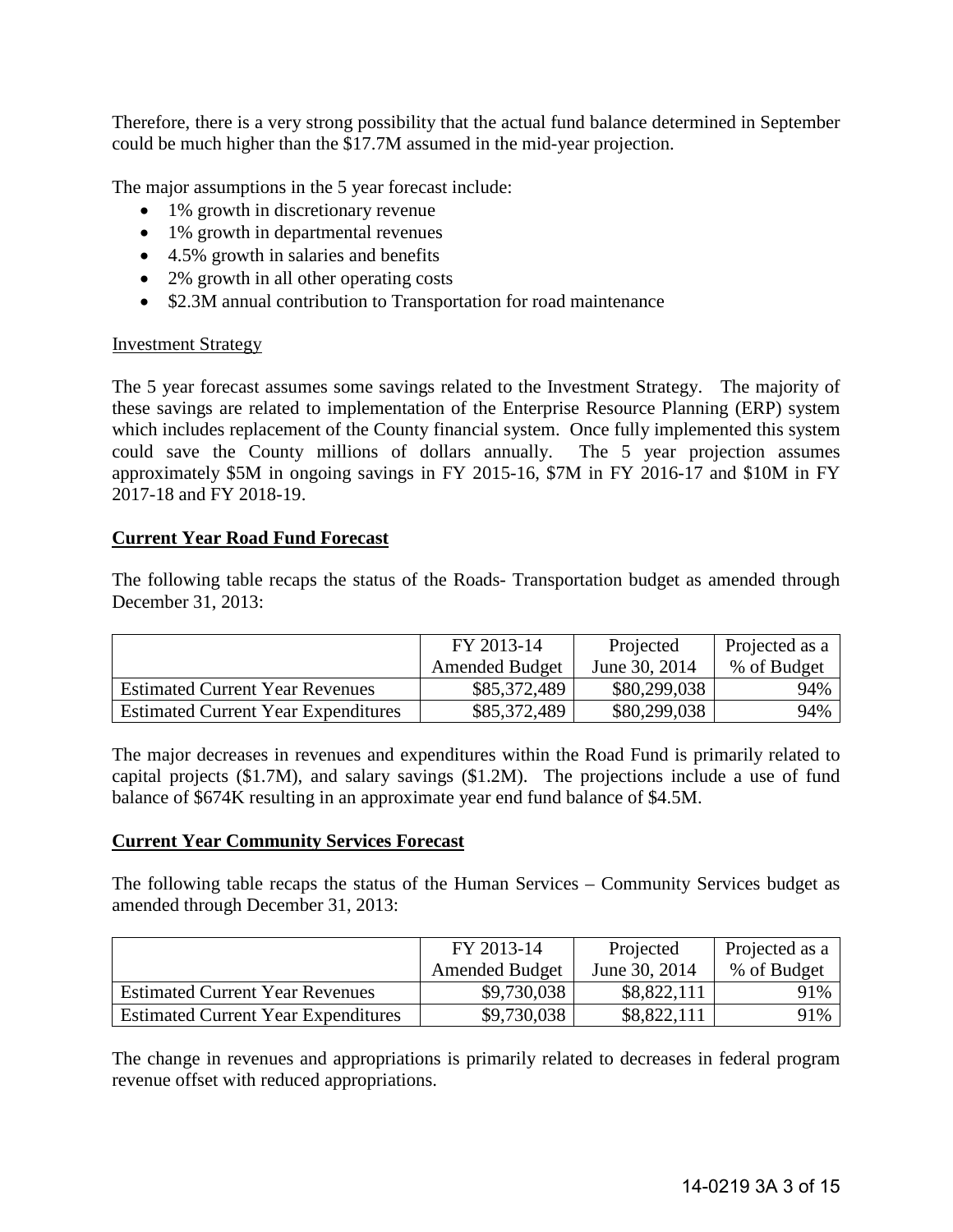Therefore, there is a very strong possibility that the actual fund balance determined in September could be much higher than the $17.7M assumed in the mid-year projection.

The major assumptions in the 5 year forecast include:

- 1% growth in discretionary revenue
- 1% growth in departmental revenues
- 4.5% growth in salaries and benefits
- 2% growth in all other operating costs
- $2.3M annual contribution to Transportation for road maintenance

Investment Strategy

The 5 year forecast assumes some savings related to the Investment Strategy. The majority of these savings are related to implementation of the Enterprise Resource Planning (ERP) system which includes replacement of the County financial system. Once fully implemented this system could save the County millions of dollars annually. The 5 year projection assumes approximately $5M in ongoing savings in FY 2015-16, $7M in FY 2016-17 and $10M in FY 2017-18 and FY 2018-19.

**Current Year Road Fund Forecast**

The following table recaps the status of the Roads- Transportation budget as amended through December 31, 2013:

| | FY 2013-14 Amended Budget | Projected June 30, 2014 | Projected as a % of Budget |
|---|---|---|---|
| Estimated Current Year Revenues | $85,372,489 | $80,299,038 | 94% |
| Estimated Current Year Expenditures | $85,372,489 | $80,299,038 | 94% |

The major decreases in revenues and expenditures within the Road Fund is primarily related to capital projects ($1.7M), and salary savings ($1.2M). The projections include a use of fund balance of $674K resulting in an approximate year end fund balance of $4.5M.

**Current Year Community Services Forecast**

The following table recaps the status of the Human Services – Community Services budget as amended through December 31, 2013:

| | FY 2013-14 Amended Budget | Projected June 30, 2014 | Projected as a % of Budget |
|---|---|---|---|
| Estimated Current Year Revenues | $9,730,038 | $8,822,111 | 91% |
| Estimated Current Year Expenditures | $9,730,038 | $8,822,111 | 91% |

The change in revenues and appropriations is primarily related to decreases in federal program revenue offset with reduced appropriations.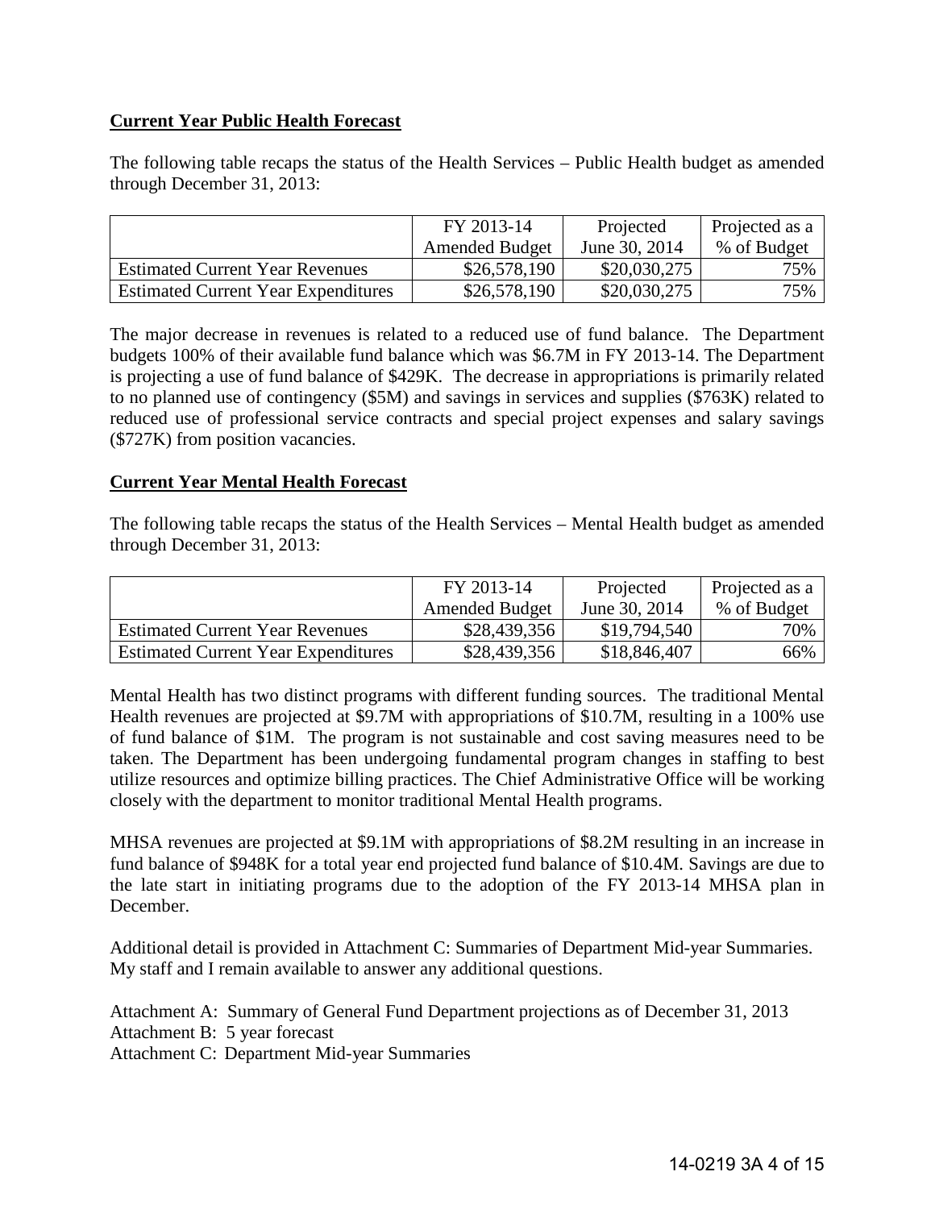## Current Year Public Health Forecast

The following table recaps the status of the Health Services – Public Health budget as amended through December 31, 2013:

| | FY 2013-14 Amended Budget | Projected June 30, 2014 | Projected as a % of Budget |
|---|---|---|---|
| Estimated Current Year Revenues | $26,578,190 | $20,030,275 | 75% |
| Estimated Current Year Expenditures | $26,578,190 | $20,030,275 | 75% |

The major decrease in revenues is related to a reduced use of fund balance. The Department budgets 100% of their available fund balance which was $6.7M in FY 2013-14. The Department is projecting a use of fund balance of $429K. The decrease in appropriations is primarily related to no planned use of contingency ($5M) and savings in services and supplies ($763K) related to reduced use of professional service contracts and special project expenses and salary savings ($727K) from position vacancies.

## Current Year Mental Health Forecast

The following table recaps the status of the Health Services – Mental Health budget as amended through December 31, 2013:

| | FY 2013-14 Amended Budget | Projected June 30, 2014 | Projected as a % of Budget |
|---|---|---|---|
| Estimated Current Year Revenues | $28,439,356 | $19,794,540 | 70% |
| Estimated Current Year Expenditures | $28,439,356 | $18,846,407 | 66% |

Mental Health has two distinct programs with different funding sources. The traditional Mental Health revenues are projected at $9.7M with appropriations of $10.7M, resulting in a 100% use of fund balance of $1M. The program is not sustainable and cost saving measures need to be taken. The Department has been undergoing fundamental program changes in staffing to best utilize resources and optimize billing practices. The Chief Administrative Office will be working closely with the department to monitor traditional Mental Health programs.

MHSA revenues are projected at $9.1M with appropriations of $8.2M resulting in an increase in fund balance of $948K for a total year end projected fund balance of $10.4M. Savings are due to the late start in initiating programs due to the adoption of the FY 2013-14 MHSA plan in December.

Additional detail is provided in Attachment C: Summaries of Department Mid-year Summaries. My staff and I remain available to answer any additional questions.

Attachment A: Summary of General Fund Department projections as of December 31, 2013
Attachment B: 5 year forecast
Attachment C: Department Mid-year Summaries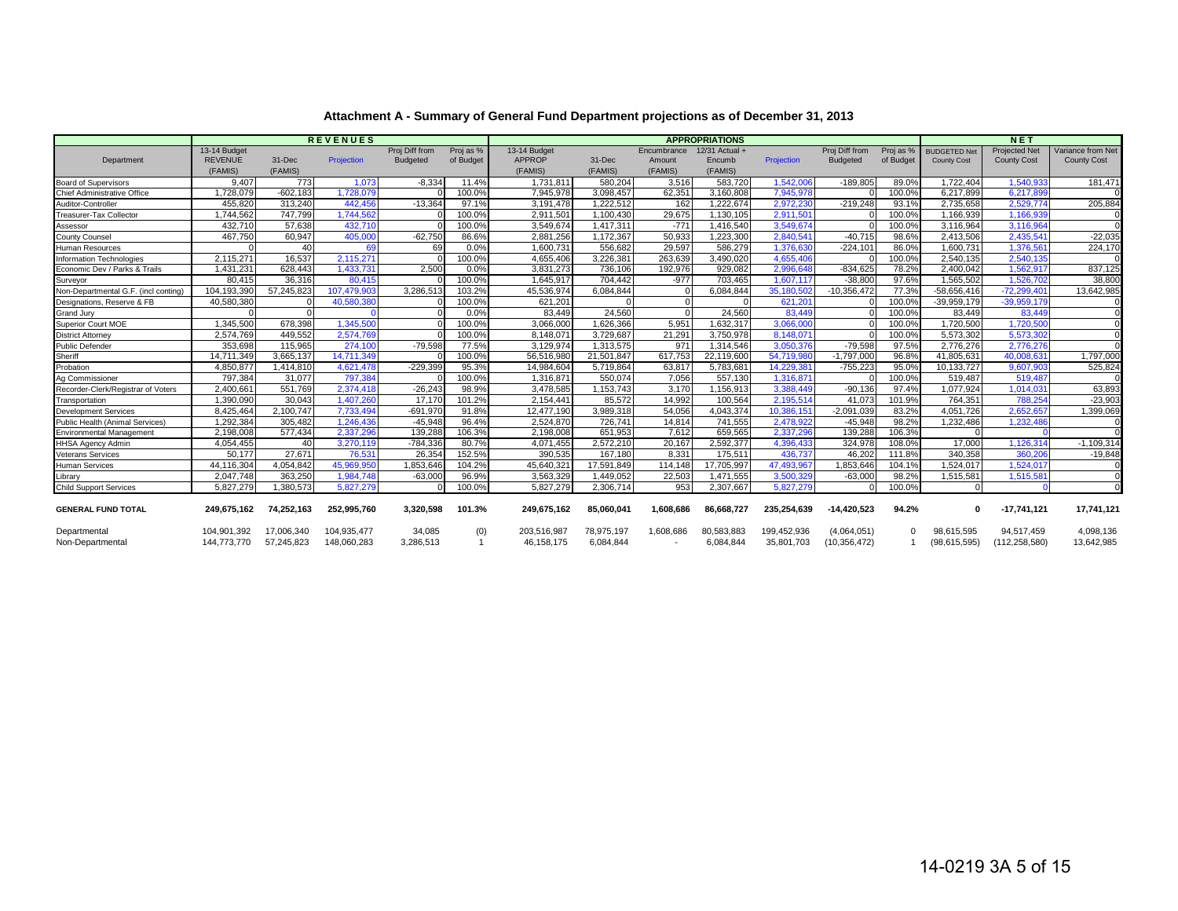# Attachment A - Summary of General Fund Department projections as of December 31, 2013

| | REVENUES | | | | | APPROPRIATIONS | | | | | | | | NET | | |
|---|---|---|---|---|---|---|---|---|---|---|---|---|---|---|---|---|
| Department | 13-14 Budget REVENUE (FAMIS) | 31-Dec (FAMIS) | Projection | Proj Diff from Budgeted | Proj as % of Budget | 13-14 Budget APPROP (FAMIS) | 31-Dec (FAMIS) | Encumbrance Amount (FAMIS) | 12/31 Actual + Encumb (FAMIS) | Projection | Proj Diff from Budgeted | Proj as % of Budget | BUDGETED Net County Cost | Projected Net County Cost | Variance from Net County Cost |
| Board of Supervisors | 9,407 | 773 | 1,073 | -8,334 | 11.4% | 1,731,811 | 580,204 | 3,516 | 583,720 | 1,542,006 | -189,805 | 89.0% | 1,722,404 | 1,540,933 | 181,471 |
| Chief Administrative Office | 1,728,079 | -602,183 | 1,728,079 | 0 | 100.0% | 7,945,978 | 3,098,457 | 62,351 | 3,160,808 | 7,945,978 | 0 | 100.0% | 6,217,899 | 6,217,899 | 0 |
| Auditor-Controller | 455,820 | 313,240 | 442,456 | -13,364 | 97.1% | 3,191,478 | 1,222,512 | 162 | 1,222,674 | 2,972,230 | -219,248 | 93.1% | 2,735,658 | 2,529,774 | 205,884 |
| Treasurer-Tax Collector | 1,744,562 | 747,799 | 1,744,562 | 0 | 100.0% | 2,911,501 | 1,100,430 | 29,675 | 1,130,105 | 2,911,501 | 0 | 100.0% | 1,166,939 | 1,166,939 | 0 |
| Assessor | 432,710 | 57,638 | 432,710 | 0 | 100.0% | 3,549,674 | 1,417,311 | -771 | 1,416,540 | 3,549,674 | 0 | 100.0% | 3,116,964 | 3,116,964 | 0 |
| County Counsel | 467,750 | 60,947 | 405,000 | -62,750 | 86.6% | 2,881,256 | 1,172,367 | 50,933 | 1,223,300 | 2,840,541 | -40,715 | 98.6% | 2,413,506 | 2,435,541 | -22,035 |
| Human Resources | 0 | 40 | 69 | 69 | 0.0% | 1,600,731 | 556,682 | 29,597 | 586,279 | 1,376,630 | -224,101 | 86.0% | 1,600,731 | 1,376,561 | 224,170 |
| Information Technologies | 2,115,271 | 16,537 | 2,115,271 | 0 | 100.0% | 4,655,406 | 3,226,381 | 263,639 | 3,490,020 | 4,655,406 | 0 | 100.0% | 2,540,135 | 2,540,135 | 0 |
| Economic Dev / Parks & Trails | 1,431,231 | 628,443 | 1,433,731 | 2,500 | 0.0% | 3,831,273 | 736,106 | 192,976 | 929,082 | 2,996,648 | -834,625 | 78.2% | 2,400,042 | 1,562,917 | 837,125 |
| Surveyor | 80,415 | 36,316 | 80,415 | 0 | 100.0% | 1,645,917 | 704,442 | -977 | 703,465 | 1,607,117 | -38,800 | 97.6% | 1,565,502 | 1,526,702 | 38,800 |
| Non-Departmental G.F. (incl conting) | 104,193,390 | 57,245,823 | 107,479,903 | 3,286,513 | 103.2% | 45,536,974 | 6,084,844 | 0 | 6,084,844 | 35,180,502 | -10,356,472 | 77.3% | -58,656,416 | -72,299,401 | 13,642,985 |
| Designations, Reserve & FB | 40,580,380 | 0 | 40,580,380 | 0 | 100.0% | 621,201 | 0 | 0 | 0 | 621,201 | 0 | 100.0% | -39,959,179 | -39,959,179 | 0 |
| Grand Jury | 0 | 0 | 0 | 0 | 0.0% | 83,449 | 24,560 | 0 | 24,560 | 83,449 | 0 | 100.0% | 83,449 | 83,449 | 0 |
| Superior Court MOE | 1,345,500 | 678,398 | 1,345,500 | 0 | 100.0% | 3,066,000 | 1,626,366 | 5,951 | 1,632,317 | 3,066,000 | 0 | 100.0% | 1,720,500 | 1,720,500 | 0 |
| District Attorney | 2,574,769 | 449,552 | 2,574,769 | 0 | 100.0% | 8,148,071 | 3,729,687 | 21,291 | 3,750,978 | 8,148,071 | 0 | 100.0% | 5,573,302 | 5,573,302 | 0 |
| Public Defender | 353,698 | 115,965 | 274,100 | -79,598 | 77.5% | 3,129,974 | 1,313,575 | 971 | 1,314,546 | 3,050,376 | -79,598 | 97.5% | 2,776,276 | 2,776,276 | 0 |
| Sheriff | 14,711,349 | 3,665,137 | 14,711,349 | 0 | 100.0% | 56,516,980 | 21,501,847 | 617,753 | 22,119,600 | 54,719,980 | -1,797,000 | 96.8% | 41,805,631 | 40,008,631 | 1,797,000 |
| Probation | 4,850,877 | 1,414,810 | 4,621,478 | -229,399 | 95.3% | 14,984,604 | 5,719,864 | 63,817 | 5,783,681 | 14,229,381 | -755,223 | 95.0% | 10,133,727 | 9,607,903 | 525,824 |
| Ag Commissioner | 797,384 | 31,077 | 797,384 | 0 | 100.0% | 1,316,871 | 550,074 | 7,056 | 557,130 | 1,316,871 | 0 | 100.0% | 519,487 | 519,487 | 0 |
| Recorder-Clerk/Registrar of Voters | 2,400,661 | 551,769 | 2,374,418 | -26,243 | 98.9% | 3,478,585 | 1,153,743 | 3,170 | 1,156,913 | 3,388,449 | -90,136 | 97.4% | 1,077,924 | 1,014,031 | 63,893 |
| Transportation | 1,390,090 | 30,043 | 1,407,260 | 17,170 | 101.2% | 2,154,441 | 85,572 | 14,992 | 100,564 | 2,195,514 | 41,073 | 101.9% | 764,351 | 788,254 | -23,903 |
| Development Services | 8,425,464 | 2,100,747 | 7,733,494 | -691,970 | 91.8% | 12,477,190 | 3,989,318 | 54,056 | 4,043,374 | 10,386,151 | -2,091,039 | 83.2% | 4,051,726 | 2,652,657 | 1,399,069 |
| Public Health (Animal Services) | 1,292,384 | 305,482 | 1,246,436 | -45,948 | 96.4% | 2,524,870 | 726,741 | 14,814 | 741,555 | 2,478,922 | -45,948 | 98.2% | 1,232,486 | 1,232,486 | 0 |
| Environmental Management | 2,198,008 | 577,434 | 2,337,296 | 139,288 | 106.3% | 2,198,008 | 651,953 | 7,612 | 659,565 | 2,337,296 | 139,288 | 106.3% | 0 | 0 | 0 |
| HHSA Agency Admin | 4,054,455 | 40 | 3,270,119 | -784,336 | 80.7% | 4,071,455 | 2,572,210 | 20,167 | 2,592,377 | 4,396,433 | 324,978 | 108.0% | 17,000 | 1,126,314 | -1,109,314 |
| Veterans Services | 50,177 | 27,671 | 76,531 | 26,354 | 152.5% | 390,535 | 167,180 | 8,331 | 175,511 | 436,737 | 46,202 | 111.8% | 340,358 | 360,206 | -19,848 |
| Human Services | 44,116,304 | 4,054,842 | 45,969,950 | 1,853,646 | 104.2% | 45,640,321 | 17,591,849 | 114,148 | 17,705,997 | 47,493,967 | 1,853,646 | 104.1% | 1,524,017 | 1,524,017 | 0 |
| Library | 2,047,748 | 363,250 | 1,984,748 | -63,000 | 96.9% | 3,563,329 | 1,449,052 | 22,503 | 1,471,555 | 3,500,329 | -63,000 | 98.2% | 1,515,581 | 1,515,581 | 0 |
| Child Support Services | 5,827,279 | 1,380,573 | 5,827,279 | 0 | 100.0% | 5,827,279 | 2,306,714 | 953 | 2,307,667 | 5,827,279 | 0 | 100.0% | 0 | 0 | 0 |
| **GENERAL FUND TOTAL** | **249,675,162** | **74,252,163** | **252,995,760** | **3,320,598** | **101.3%** | **249,675,162** | **85,060,041** | **1,608,686** | **86,668,727** | **235,254,639** | **-14,420,523** | **94.2%** | **0** | **-17,741,121** | **17,741,121** |
| Departmental | 104,901,392 | 17,006,340 | 104,935,477 | 34,085 | (0) | 203,516,987 | 78,975,197 | 1,608,686 | 80,583,883 | 199,452,936 | (4,064,051) | 0 | 98,615,595 | 94,517,459 | 4,098,136 |
| Non-Departmental | 144,773,770 | 57,245,823 | 148,060,283 | 3,286,513 | 1 | 46,158,175 | 6,084,844 | - | 6,084,844 | 35,801,703 | (10,356,472) | 1 | (98,615,595) | (112,258,580) | 13,642,985 |

14-0219 3A 5 of 15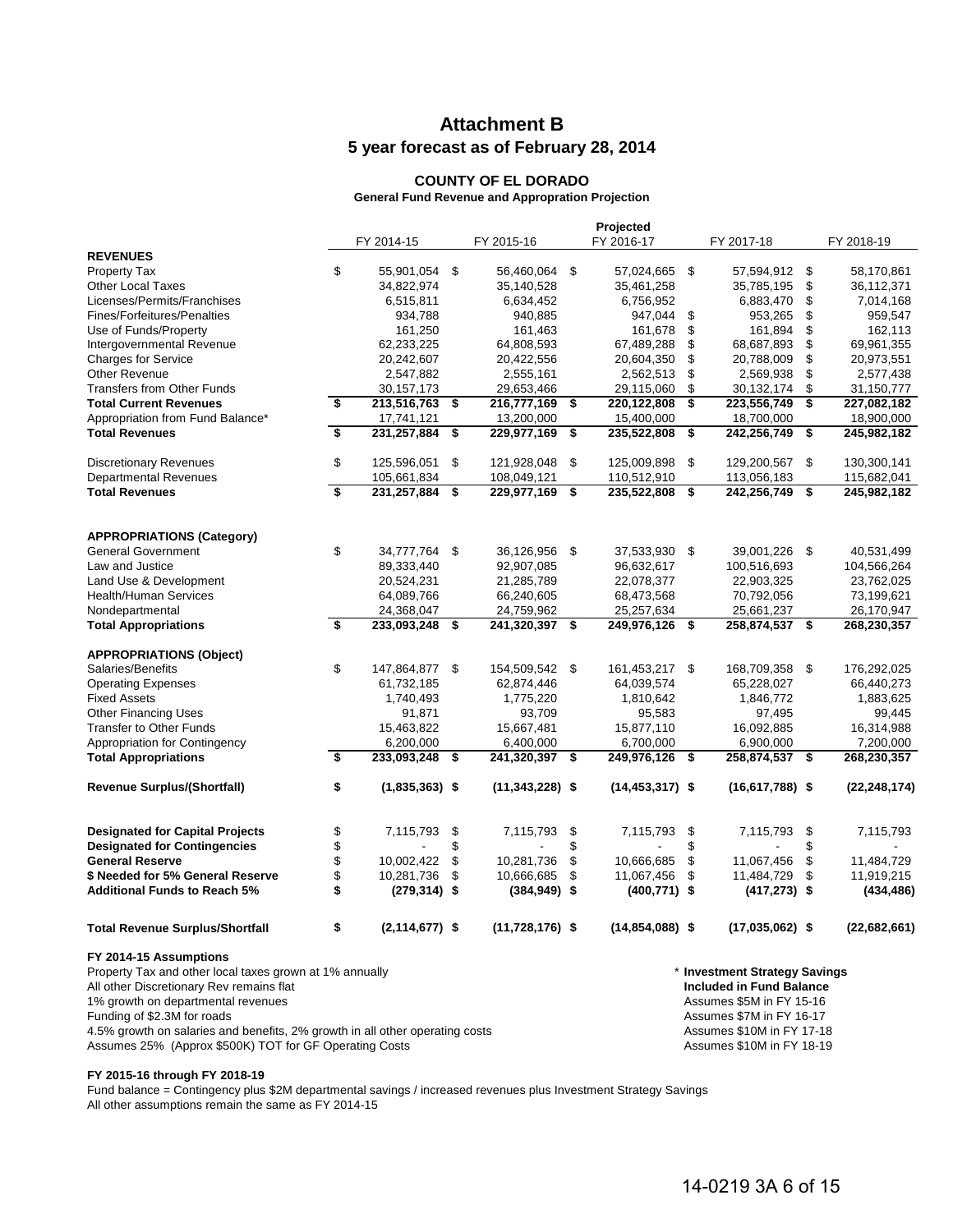# Attachment B

## 5 year forecast as of February 28, 2014

### COUNTY OF EL DORADO

**General Fund Revenue and Appropration Projection**

| | FY 2014-15 | FY 2015-16 | Projected FY 2016-17 | FY 2017-18 | FY 2018-19 |
|---|---|---|---|---|---|
| **REVENUES** | | | | | |
| Property Tax | $ 55,901,054 | $ 56,460,064 | $ 57,024,665 | $ 57,594,912 | $ 58,170,861 |
| Other Local Taxes | 34,822,974 | 35,140,528 | 35,461,258 | 35,785,195 | $ 36,112,371 |
| Licenses/Permits/Franchises | 6,515,811 | 6,634,452 | 6,756,952 | 6,883,470 | $ 7,014,168 |
| Fines/Forfeitures/Penalties | 934,788 | 940,885 | 947,044 | $ 953,265 | $ 959,547 |
| Use of Funds/Property | 161,250 | 161,463 | 161,678 | $ 161,894 | $ 162,113 |
| Intergovernmental Revenue | 62,233,225 | 64,808,593 | 67,489,288 | $ 68,687,893 | $ 69,961,355 |
| Charges for Service | 20,242,607 | 20,422,556 | 20,604,350 | $ 20,788,009 | $ 20,973,551 |
| Other Revenue | 2,547,882 | 2,555,161 | 2,562,513 | $ 2,569,938 | $ 2,577,438 |
| Transfers from Other Funds | 30,157,173 | 29,653,466 | 29,115,060 | $ 30,132,174 | $ 31,150,777 |
| **Total Current Revenues** | **$ 213,516,763** | **$ 216,777,169** | **$ 220,122,808** | **$ 223,556,749** | **$ 227,082,182** |
| Appropriation from Fund Balance* | 17,741,121 | 13,200,000 | 15,400,000 | 18,700,000 | 18,900,000 |
| **Total Revenues** | **$ 231,257,884** | **$ 229,977,169** | **$ 235,522,808** | **$ 242,256,749** | **$ 245,982,182** |
| | | | | | |
| Discretionary Revenues | $ 125,596,051 | $ 121,928,048 | $ 125,009,898 | $ 129,200,567 | $ 130,300,141 |
| Departmental Revenues | 105,661,834 | 108,049,121 | 110,512,910 | 113,056,183 | 115,682,041 |
| **Total Revenues** | **$ 231,257,884** | **$ 229,977,169** | **$ 235,522,808** | **$ 242,256,749** | **$ 245,982,182** |
| | | | | | |
| **APPROPRIATIONS (Category)** | | | | | |
| General Government | $ 34,777,764 | $ 36,126,956 | $ 37,533,930 | $ 39,001,226 | $ 40,531,499 |
| Law and Justice | 89,333,440 | 92,907,085 | 96,632,617 | 100,516,693 | 104,566,264 |
| Land Use & Development | 20,524,231 | 21,285,789 | 22,078,377 | 22,903,325 | 23,762,025 |
| Health/Human Services | 64,089,766 | 66,240,605 | 68,473,568 | 70,792,056 | 73,199,621 |
| Nondepartmental | 24,368,047 | 24,759,962 | 25,257,634 | 25,661,237 | 26,170,947 |
| **Total Appropriations** | **$ 233,093,248** | **$ 241,320,397** | **$ 249,976,126** | **$ 258,874,537** | **$ 268,230,357** |
| | | | | | |
| **APPROPRIATIONS (Object)** | | | | | |
| Salaries/Benefits | $ 147,864,877 | $ 154,509,542 | $ 161,453,217 | $ 168,709,358 | $ 176,292,025 |
| Operating Expenses | 61,732,185 | 62,874,446 | 64,039,574 | 65,228,027 | 66,440,273 |
| Fixed Assets | 1,740,493 | 1,775,220 | 1,810,642 | 1,846,772 | 1,883,625 |
| Other Financing Uses | 91,871 | 93,709 | 95,583 | 97,495 | 99,445 |
| Transfer to Other Funds | 15,463,822 | 15,667,481 | 15,877,110 | 16,092,885 | 16,314,988 |
| Appropriation for Contingency | 6,200,000 | 6,400,000 | 6,700,000 | 6,900,000 | 7,200,000 |
| **Total Appropriations** | **$ 233,093,248** | **$ 241,320,397** | **$ 249,976,126** | **$ 258,874,537** | **$ 268,230,357** |
| | | | | | |
| **Revenue Surplus/(Shortfall)** | **$ (1,835,363)** | **$ (11,343,228)** | **$ (14,453,317)** | **$ (16,617,788)** | **$ (22,248,174)** |
| | | | | | |
| **Designated for Capital Projects** | $ 7,115,793 | $ 7,115,793 | $ 7,115,793 | $ 7,115,793 | $ 7,115,793 |
| **Designated for Contingencies** | $ - | $ - | $ - | $ - | $ - |
| **General Reserve** | $ 10,002,422 | $ 10,281,736 | $ 10,666,685 | $ 11,067,456 | $ 11,484,729 |
| **$ Needed for 5% General Reserve** | $ 10,281,736 | $ 10,666,685 | $ 11,067,456 | $ 11,484,729 | $ 11,919,215 |
| **Additional Funds to Reach 5%** | **$ (279,314)** | **$ (384,949)** | **$ (400,771)** | **$ (417,273)** | **$ (434,486)** |
| | | | | | |
| **Total Revenue Surplus/Shortfall** | **$ (2,114,677)** | **$ (11,728,176)** | **$ (14,854,088)** | **$ (17,035,062)** | **$ (22,682,661)** |

**FY 2014-15 Assumptions**

Property Tax and other local taxes grown at 1% annually
All other Discretionary Rev remains flat
1% growth on departmental revenues
Funding of $2.3M for roads
4.5% growth on salaries and benefits, 2% growth in all other operating costs
Assumes 25% (Approx $500K) TOT for GF Operating Costs

\* **Investment Strategy Savings**
**Included in Fund Balance**
Assumes $5M in FY 15-16
Assumes $7M in FY 16-17
Assumes $10M in FY 17-18
Assumes $10M in FY 18-19

**FY 2015-16 through FY 2018-19**

Fund balance = Contingency plus $2M departmental savings / increased revenues plus Investment Strategy Savings
All other assumptions remain the same as FY 2014-15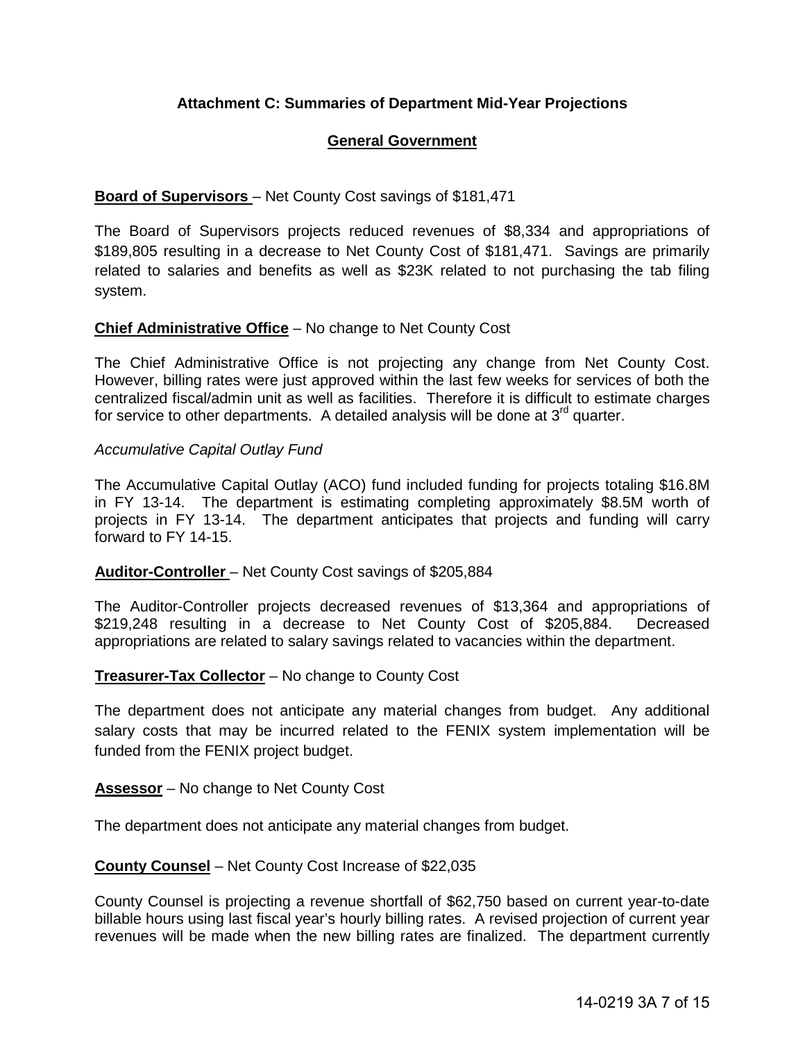### Attachment C: Summaries of Department Mid-Year Projections

#### General Government

**Board of Supervisors** – Net County Cost savings of $181,471

The Board of Supervisors projects reduced revenues of $8,334 and appropriations of $189,805 resulting in a decrease to Net County Cost of $181,471. Savings are primarily related to salaries and benefits as well as $23K related to not purchasing the tab filing system.

**Chief Administrative Office** – No change to Net County Cost

The Chief Administrative Office is not projecting any change from Net County Cost. However, billing rates were just approved within the last few weeks for services of both the centralized fiscal/admin unit as well as facilities. Therefore it is difficult to estimate charges for service to other departments. A detailed analysis will be done at 3rd quarter.

*Accumulative Capital Outlay Fund*

The Accumulative Capital Outlay (ACO) fund included funding for projects totaling $16.8M in FY 13-14. The department is estimating completing approximately $8.5M worth of projects in FY 13-14. The department anticipates that projects and funding will carry forward to FY 14-15.

**Auditor-Controller** – Net County Cost savings of $205,884

The Auditor-Controller projects decreased revenues of $13,364 and appropriations of $219,248 resulting in a decrease to Net County Cost of $205,884. Decreased appropriations are related to salary savings related to vacancies within the department.

**Treasurer-Tax Collector** – No change to County Cost

The department does not anticipate any material changes from budget. Any additional salary costs that may be incurred related to the FENIX system implementation will be funded from the FENIX project budget.

**Assessor** – No change to Net County Cost

The department does not anticipate any material changes from budget.

**County Counsel** – Net County Cost Increase of $22,035

County Counsel is projecting a revenue shortfall of $62,750 based on current year-to-date billable hours using last fiscal year's hourly billing rates. A revised projection of current year revenues will be made when the new billing rates are finalized. The department currently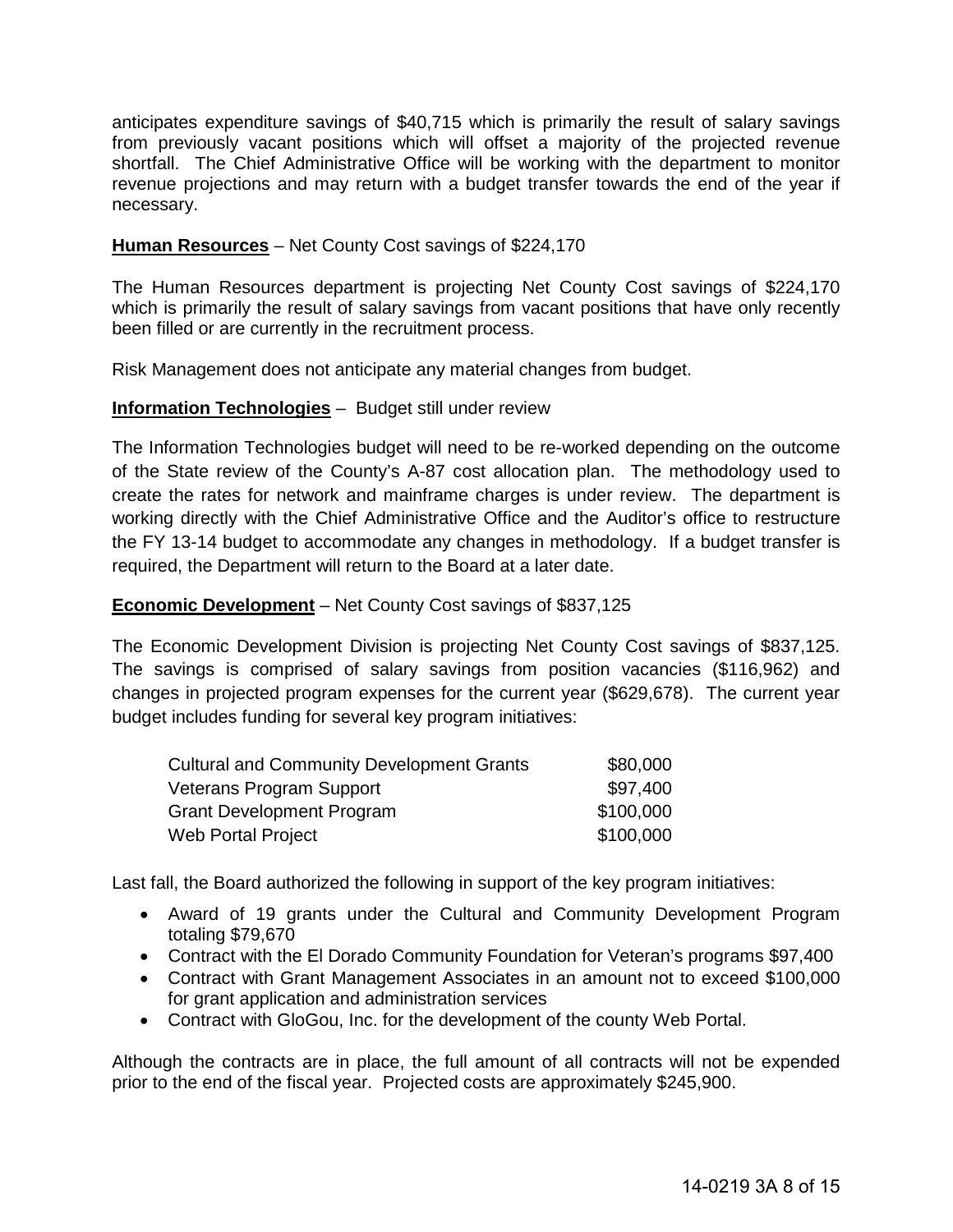anticipates expenditure savings of $40,715 which is primarily the result of salary savings from previously vacant positions which will offset a majority of the projected revenue shortfall. The Chief Administrative Office will be working with the department to monitor revenue projections and may return with a budget transfer towards the end of the year if necessary.

**Human Resources** – Net County Cost savings of $224,170

The Human Resources department is projecting Net County Cost savings of $224,170 which is primarily the result of salary savings from vacant positions that have only recently been filled or are currently in the recruitment process.

Risk Management does not anticipate any material changes from budget.

**Information Technologies** – Budget still under review

The Information Technologies budget will need to be re-worked depending on the outcome of the State review of the County's A-87 cost allocation plan. The methodology used to create the rates for network and mainframe charges is under review. The department is working directly with the Chief Administrative Office and the Auditor's office to restructure the FY 13-14 budget to accommodate any changes in methodology. If a budget transfer is required, the Department will return to the Board at a later date.

**Economic Development** – Net County Cost savings of $837,125

The Economic Development Division is projecting Net County Cost savings of $837,125. The savings is comprised of salary savings from position vacancies ($116,962) and changes in projected program expenses for the current year ($629,678). The current year budget includes funding for several key program initiatives:

| | |
|---|---|
| Cultural and Community Development Grants | $80,000 |
| Veterans Program Support | $97,400 |
| Grant Development Program | $100,000 |
| Web Portal Project | $100,000 |

Last fall, the Board authorized the following in support of the key program initiatives:

- Award of 19 grants under the Cultural and Community Development Program totaling $79,670
- Contract with the El Dorado Community Foundation for Veteran's programs $97,400
- Contract with Grant Management Associates in an amount not to exceed $100,000 for grant application and administration services
- Contract with GloGou, Inc. for the development of the county Web Portal.

Although the contracts are in place, the full amount of all contracts will not be expended prior to the end of the fiscal year. Projected costs are approximately $245,900.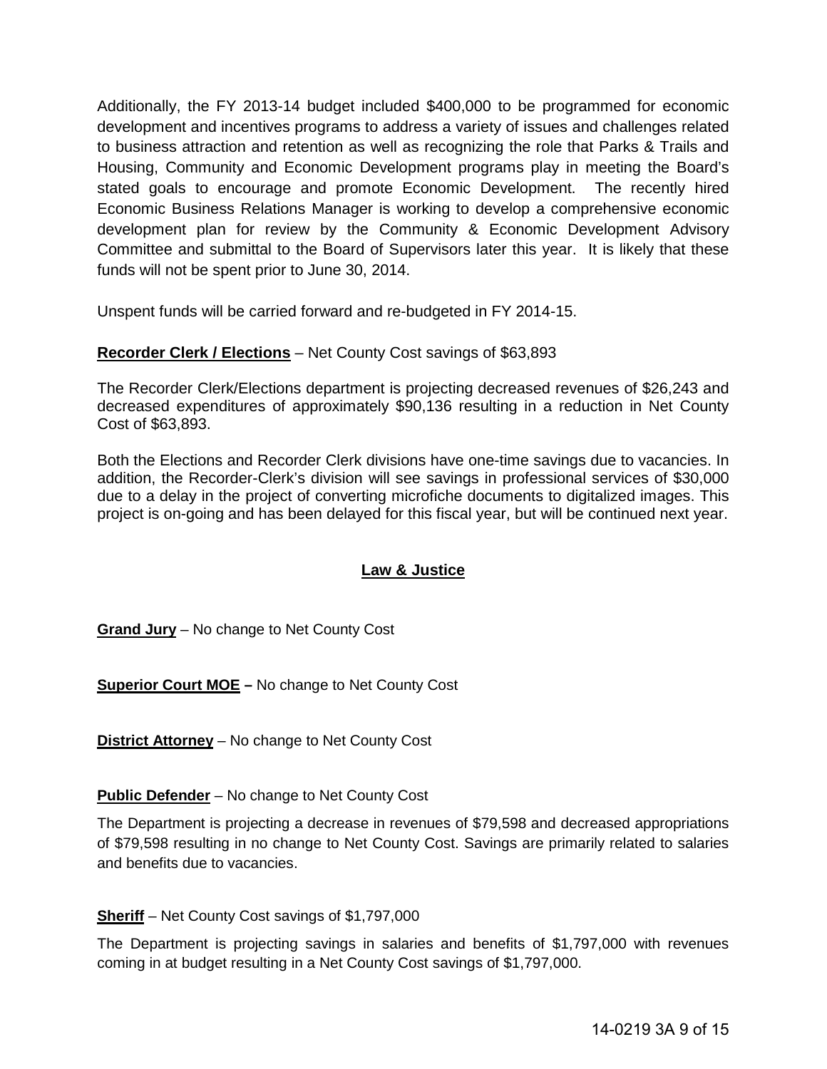Additionally, the FY 2013-14 budget included $400,000 to be programmed for economic development and incentives programs to address a variety of issues and challenges related to business attraction and retention as well as recognizing the role that Parks & Trails and Housing, Community and Economic Development programs play in meeting the Board's stated goals to encourage and promote Economic Development. The recently hired Economic Business Relations Manager is working to develop a comprehensive economic development plan for review by the Community & Economic Development Advisory Committee and submittal to the Board of Supervisors later this year. It is likely that these funds will not be spent prior to June 30, 2014.

Unspent funds will be carried forward and re-budgeted in FY 2014-15.

**Recorder Clerk / Elections** – Net County Cost savings of $63,893

The Recorder Clerk/Elections department is projecting decreased revenues of $26,243 and decreased expenditures of approximately $90,136 resulting in a reduction in Net County Cost of $63,893.

Both the Elections and Recorder Clerk divisions have one-time savings due to vacancies. In addition, the Recorder-Clerk's division will see savings in professional services of $30,000 due to a delay in the project of converting microfiche documents to digitalized images. This project is on-going and has been delayed for this fiscal year, but will be continued next year.

## Law & Justice

**Grand Jury** – No change to Net County Cost

**Superior Court MOE –** No change to Net County Cost

**District Attorney** – No change to Net County Cost

**Public Defender** – No change to Net County Cost

The Department is projecting a decrease in revenues of $79,598 and decreased appropriations of $79,598 resulting in no change to Net County Cost. Savings are primarily related to salaries and benefits due to vacancies.

**Sheriff** – Net County Cost savings of $1,797,000

The Department is projecting savings in salaries and benefits of $1,797,000 with revenues coming in at budget resulting in a Net County Cost savings of $1,797,000.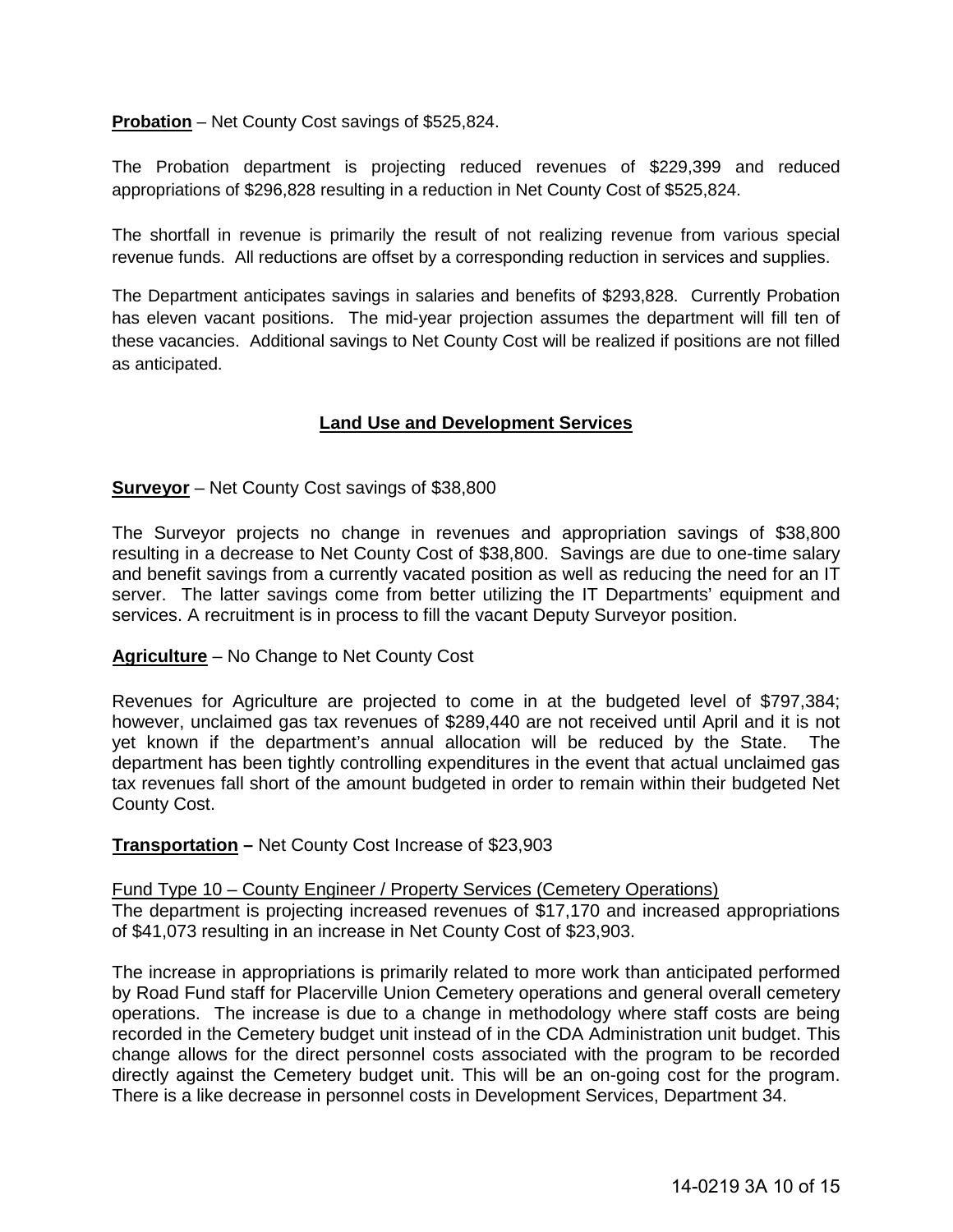**Probation** – Net County Cost savings of $525,824.

The Probation department is projecting reduced revenues of $229,399 and reduced appropriations of $296,828 resulting in a reduction in Net County Cost of $525,824.

The shortfall in revenue is primarily the result of not realizing revenue from various special revenue funds. All reductions are offset by a corresponding reduction in services and supplies.

The Department anticipates savings in salaries and benefits of $293,828. Currently Probation has eleven vacant positions. The mid-year projection assumes the department will fill ten of these vacancies. Additional savings to Net County Cost will be realized if positions are not filled as anticipated.

## Land Use and Development Services

**Surveyor** – Net County Cost savings of $38,800

The Surveyor projects no change in revenues and appropriation savings of $38,800 resulting in a decrease to Net County Cost of $38,800. Savings are due to one-time salary and benefit savings from a currently vacated position as well as reducing the need for an IT server. The latter savings come from better utilizing the IT Departments' equipment and services. A recruitment is in process to fill the vacant Deputy Surveyor position.

**Agriculture** – No Change to Net County Cost

Revenues for Agriculture are projected to come in at the budgeted level of $797,384; however, unclaimed gas tax revenues of $289,440 are not received until April and it is not yet known if the department's annual allocation will be reduced by the State. The department has been tightly controlling expenditures in the event that actual unclaimed gas tax revenues fall short of the amount budgeted in order to remain within their budgeted Net County Cost.

**Transportation –** Net County Cost Increase of $23,903

Fund Type 10 – County Engineer / Property Services (Cemetery Operations)
The department is projecting increased revenues of $17,170 and increased appropriations of $41,073 resulting in an increase in Net County Cost of $23,903.

The increase in appropriations is primarily related to more work than anticipated performed by Road Fund staff for Placerville Union Cemetery operations and general overall cemetery operations. The increase is due to a change in methodology where staff costs are being recorded in the Cemetery budget unit instead of in the CDA Administration unit budget. This change allows for the direct personnel costs associated with the program to be recorded directly against the Cemetery budget unit. This will be an on-going cost for the program. There is a like decrease in personnel costs in Development Services, Department 34.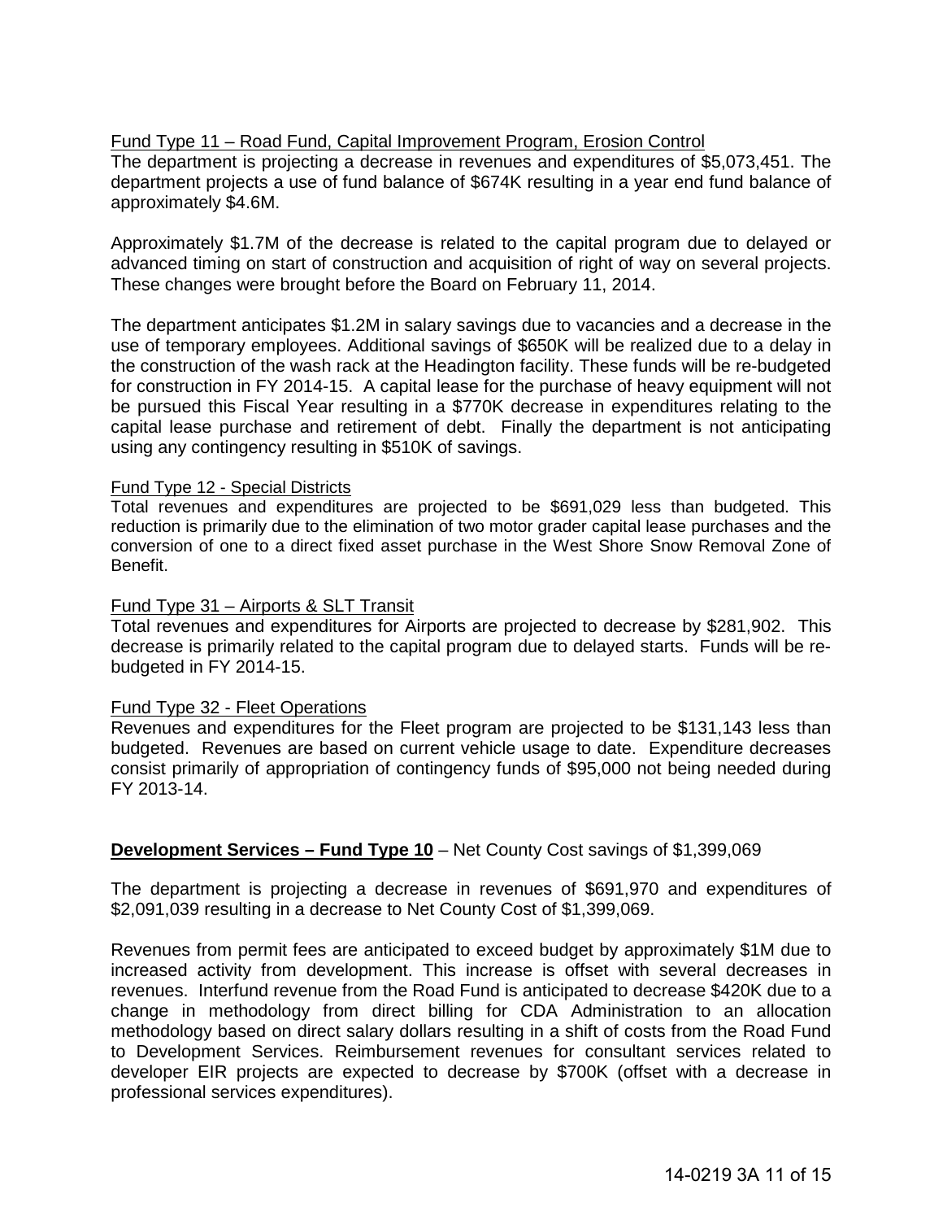Fund Type 11 – Road Fund, Capital Improvement Program, Erosion Control

The department is projecting a decrease in revenues and expenditures of $5,073,451. The department projects a use of fund balance of $674K resulting in a year end fund balance of approximately $4.6M.

Approximately $1.7M of the decrease is related to the capital program due to delayed or advanced timing on start of construction and acquisition of right of way on several projects. These changes were brought before the Board on February 11, 2014.

The department anticipates $1.2M in salary savings due to vacancies and a decrease in the use of temporary employees. Additional savings of $650K will be realized due to a delay in the construction of the wash rack at the Headington facility. These funds will be re-budgeted for construction in FY 2014-15. A capital lease for the purchase of heavy equipment will not be pursued this Fiscal Year resulting in a $770K decrease in expenditures relating to the capital lease purchase and retirement of debt. Finally the department is not anticipating using any contingency resulting in $510K of savings.

Fund Type 12 - Special Districts

Total revenues and expenditures are projected to be $691,029 less than budgeted. This reduction is primarily due to the elimination of two motor grader capital lease purchases and the conversion of one to a direct fixed asset purchase in the West Shore Snow Removal Zone of Benefit.

Fund Type 31 – Airports & SLT Transit

Total revenues and expenditures for Airports are projected to decrease by $281,902. This decrease is primarily related to the capital program due to delayed starts. Funds will be re-budgeted in FY 2014-15.

Fund Type 32 - Fleet Operations

Revenues and expenditures for the Fleet program are projected to be $131,143 less than budgeted. Revenues are based on current vehicle usage to date. Expenditure decreases consist primarily of appropriation of contingency funds of $95,000 not being needed during FY 2013-14.

**Development Services – Fund Type 10** – Net County Cost savings of $1,399,069

The department is projecting a decrease in revenues of $691,970 and expenditures of $2,091,039 resulting in a decrease to Net County Cost of $1,399,069.

Revenues from permit fees are anticipated to exceed budget by approximately $1M due to increased activity from development. This increase is offset with several decreases in revenues. Interfund revenue from the Road Fund is anticipated to decrease $420K due to a change in methodology from direct billing for CDA Administration to an allocation methodology based on direct salary dollars resulting in a shift of costs from the Road Fund to Development Services. Reimbursement revenues for consultant services related to developer EIR projects are expected to decrease by $700K (offset with a decrease in professional services expenditures).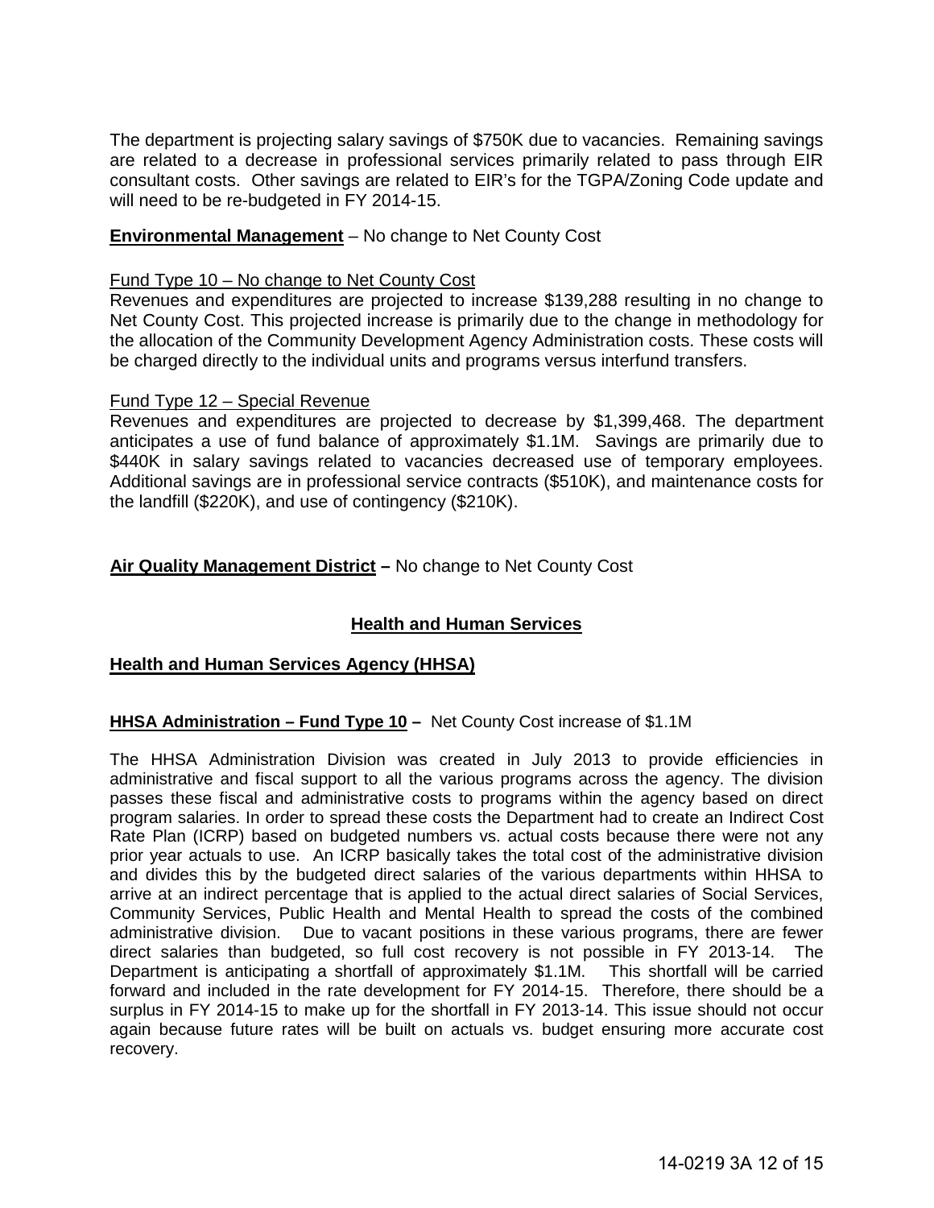The department is projecting salary savings of $750K due to vacancies. Remaining savings are related to a decrease in professional services primarily related to pass through EIR consultant costs. Other savings are related to EIR's for the TGPA/Zoning Code update and will need to be re-budgeted in FY 2014-15.

**Environmental Management** – No change to Net County Cost

Fund Type 10 – No change to Net County Cost

Revenues and expenditures are projected to increase $139,288 resulting in no change to Net County Cost. This projected increase is primarily due to the change in methodology for the allocation of the Community Development Agency Administration costs. These costs will be charged directly to the individual units and programs versus interfund transfers.

Fund Type 12 – Special Revenue

Revenues and expenditures are projected to decrease by $1,399,468. The department anticipates a use of fund balance of approximately $1.1M. Savings are primarily due to $440K in salary savings related to vacancies decreased use of temporary employees. Additional savings are in professional service contracts ($510K), and maintenance costs for the landfill ($220K), and use of contingency ($210K).

**Air Quality Management District –** No change to Net County Cost

## Health and Human Services

**Health and Human Services Agency (HHSA)**

**HHSA Administration – Fund Type 10 –** Net County Cost increase of $1.1M

The HHSA Administration Division was created in July 2013 to provide efficiencies in administrative and fiscal support to all the various programs across the agency. The division passes these fiscal and administrative costs to programs within the agency based on direct program salaries. In order to spread these costs the Department had to create an Indirect Cost Rate Plan (ICRP) based on budgeted numbers vs. actual costs because there were not any prior year actuals to use. An ICRP basically takes the total cost of the administrative division and divides this by the budgeted direct salaries of the various departments within HHSA to arrive at an indirect percentage that is applied to the actual direct salaries of Social Services, Community Services, Public Health and Mental Health to spread the costs of the combined administrative division. Due to vacant positions in these various programs, there are fewer direct salaries than budgeted, so full cost recovery is not possible in FY 2013-14. The Department is anticipating a shortfall of approximately $1.1M. This shortfall will be carried forward and included in the rate development for FY 2014-15. Therefore, there should be a surplus in FY 2014-15 to make up for the shortfall in FY 2013-14. This issue should not occur again because future rates will be built on actuals vs. budget ensuring more accurate cost recovery.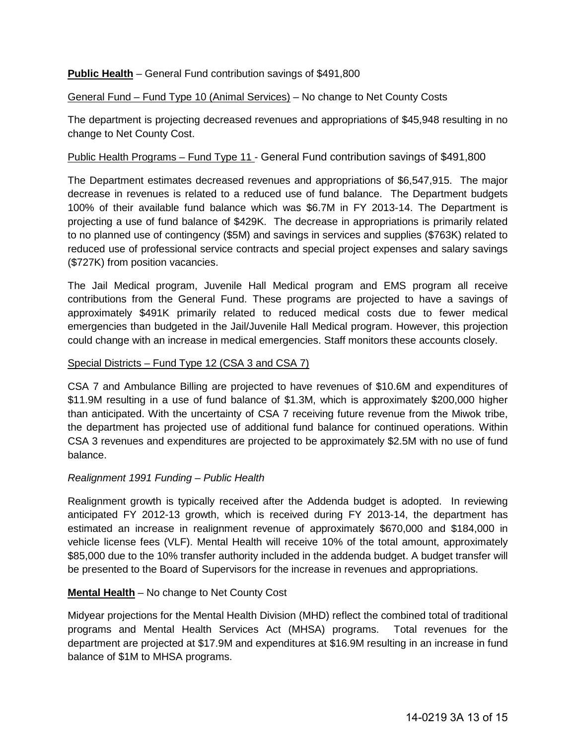**Public Health** – General Fund contribution savings of $491,800

General Fund – Fund Type 10 (Animal Services) – No change to Net County Costs

The department is projecting decreased revenues and appropriations of $45,948 resulting in no change to Net County Cost.

Public Health Programs – Fund Type 11 - General Fund contribution savings of $491,800

The Department estimates decreased revenues and appropriations of $6,547,915. The major decrease in revenues is related to a reduced use of fund balance. The Department budgets 100% of their available fund balance which was $6.7M in FY 2013-14. The Department is projecting a use of fund balance of $429K. The decrease in appropriations is primarily related to no planned use of contingency ($5M) and savings in services and supplies ($763K) related to reduced use of professional service contracts and special project expenses and salary savings ($727K) from position vacancies.

The Jail Medical program, Juvenile Hall Medical program and EMS program all receive contributions from the General Fund. These programs are projected to have a savings of approximately $491K primarily related to reduced medical costs due to fewer medical emergencies than budgeted in the Jail/Juvenile Hall Medical program. However, this projection could change with an increase in medical emergencies. Staff monitors these accounts closely.

Special Districts – Fund Type 12 (CSA 3 and CSA 7)

CSA 7 and Ambulance Billing are projected to have revenues of $10.6M and expenditures of $11.9M resulting in a use of fund balance of $1.3M, which is approximately $200,000 higher than anticipated. With the uncertainty of CSA 7 receiving future revenue from the Miwok tribe, the department has projected use of additional fund balance for continued operations. Within CSA 3 revenues and expenditures are projected to be approximately $2.5M with no use of fund balance.

*Realignment 1991 Funding – Public Health*

Realignment growth is typically received after the Addenda budget is adopted. In reviewing anticipated FY 2012-13 growth, which is received during FY 2013-14, the department has estimated an increase in realignment revenue of approximately $670,000 and $184,000 in vehicle license fees (VLF). Mental Health will receive 10% of the total amount, approximately $85,000 due to the 10% transfer authority included in the addenda budget. A budget transfer will be presented to the Board of Supervisors for the increase in revenues and appropriations.

**Mental Health** – No change to Net County Cost

Midyear projections for the Mental Health Division (MHD) reflect the combined total of traditional programs and Mental Health Services Act (MHSA) programs. Total revenues for the department are projected at $17.9M and expenditures at $16.9M resulting in an increase in fund balance of $1M to MHSA programs.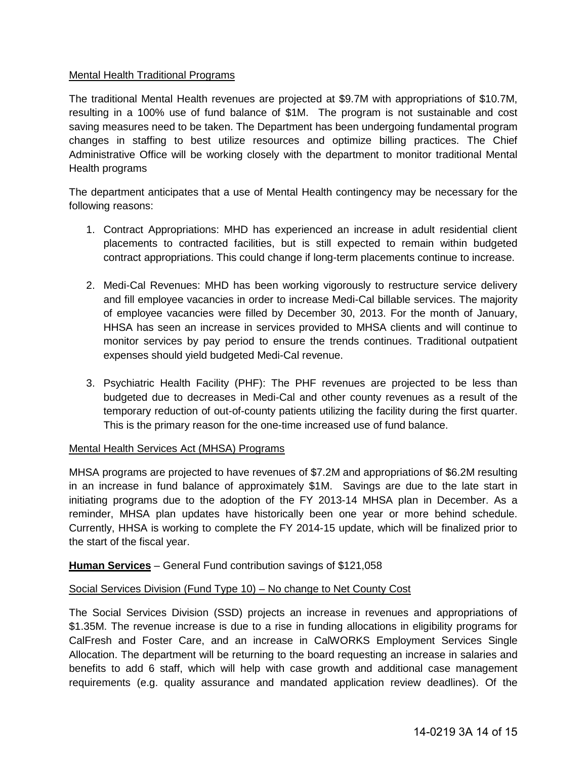Mental Health Traditional Programs

The traditional Mental Health revenues are projected at $9.7M with appropriations of $10.7M, resulting in a 100% use of fund balance of $1M. The program is not sustainable and cost saving measures need to be taken. The Department has been undergoing fundamental program changes in staffing to best utilize resources and optimize billing practices. The Chief Administrative Office will be working closely with the department to monitor traditional Mental Health programs

The department anticipates that a use of Mental Health contingency may be necessary for the following reasons:

1. Contract Appropriations: MHD has experienced an increase in adult residential client placements to contracted facilities, but is still expected to remain within budgeted contract appropriations. This could change if long-term placements continue to increase.

2. Medi-Cal Revenues: MHD has been working vigorously to restructure service delivery and fill employee vacancies in order to increase Medi-Cal billable services. The majority of employee vacancies were filled by December 30, 2013. For the month of January, HHSA has seen an increase in services provided to MHSA clients and will continue to monitor services by pay period to ensure the trends continues. Traditional outpatient expenses should yield budgeted Medi-Cal revenue.

3. Psychiatric Health Facility (PHF): The PHF revenues are projected to be less than budgeted due to decreases in Medi-Cal and other county revenues as a result of the temporary reduction of out-of-county patients utilizing the facility during the first quarter. This is the primary reason for the one-time increased use of fund balance.

Mental Health Services Act (MHSA) Programs

MHSA programs are projected to have revenues of $7.2M and appropriations of $6.2M resulting in an increase in fund balance of approximately $1M. Savings are due to the late start in initiating programs due to the adoption of the FY 2013-14 MHSA plan in December. As a reminder, MHSA plan updates have historically been one year or more behind schedule. Currently, HHSA is working to complete the FY 2014-15 update, which will be finalized prior to the start of the fiscal year.

**Human Services** – General Fund contribution savings of $121,058

Social Services Division (Fund Type 10) – No change to Net County Cost

The Social Services Division (SSD) projects an increase in revenues and appropriations of $1.35M. The revenue increase is due to a rise in funding allocations in eligibility programs for CalFresh and Foster Care, and an increase in CalWORKS Employment Services Single Allocation. The department will be returning to the board requesting an increase in salaries and benefits to add 6 staff, which will help with case growth and additional case management requirements (e.g. quality assurance and mandated application review deadlines). Of the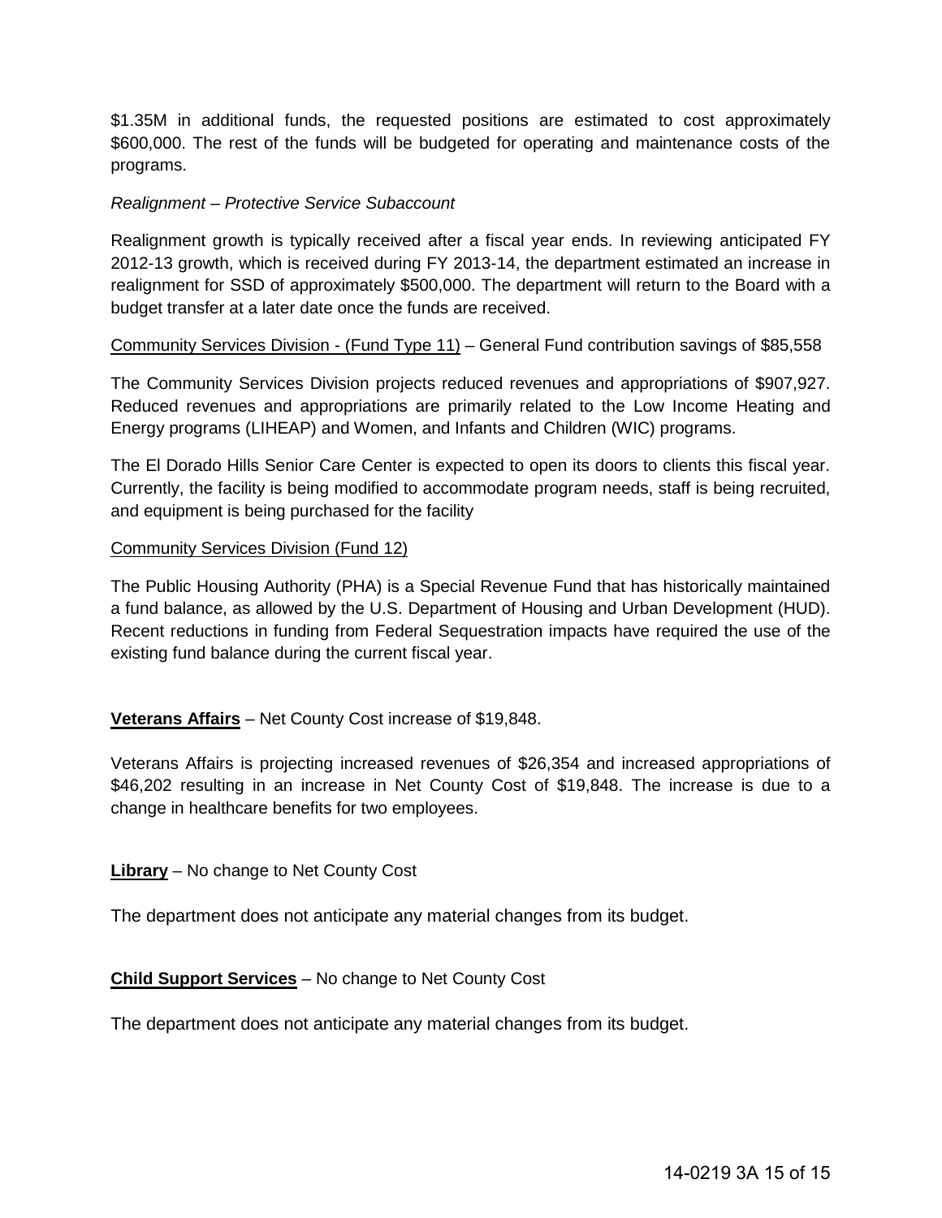$1.35M in additional funds, the requested positions are estimated to cost approximately $600,000. The rest of the funds will be budgeted for operating and maintenance costs of the programs.

*Realignment – Protective Service Subaccount*

Realignment growth is typically received after a fiscal year ends. In reviewing anticipated FY 2012-13 growth, which is received during FY 2013-14, the department estimated an increase in realignment for SSD of approximately $500,000. The department will return to the Board with a budget transfer at a later date once the funds are received.

<u>Community Services Division - (Fund Type 11)</u> – General Fund contribution savings of $85,558

The Community Services Division projects reduced revenues and appropriations of $907,927. Reduced revenues and appropriations are primarily related to the Low Income Heating and Energy programs (LIHEAP) and Women, and Infants and Children (WIC) programs.

The El Dorado Hills Senior Care Center is expected to open its doors to clients this fiscal year. Currently, the facility is being modified to accommodate program needs, staff is being recruited, and equipment is being purchased for the facility

<u>Community Services Division (Fund 12)</u>

The Public Housing Authority (PHA) is a Special Revenue Fund that has historically maintained a fund balance, as allowed by the U.S. Department of Housing and Urban Development (HUD). Recent reductions in funding from Federal Sequestration impacts have required the use of the existing fund balance during the current fiscal year.

**<u>Veterans Affairs</u>** – Net County Cost increase of $19,848.

Veterans Affairs is projecting increased revenues of $26,354 and increased appropriations of $46,202 resulting in an increase in Net County Cost of $19,848. The increase is due to a change in healthcare benefits for two employees.

**<u>Library</u>** – No change to Net County Cost

The department does not anticipate any material changes from its budget.

**<u>Child Support Services</u>** – No change to Net County Cost

The department does not anticipate any material changes from its budget.